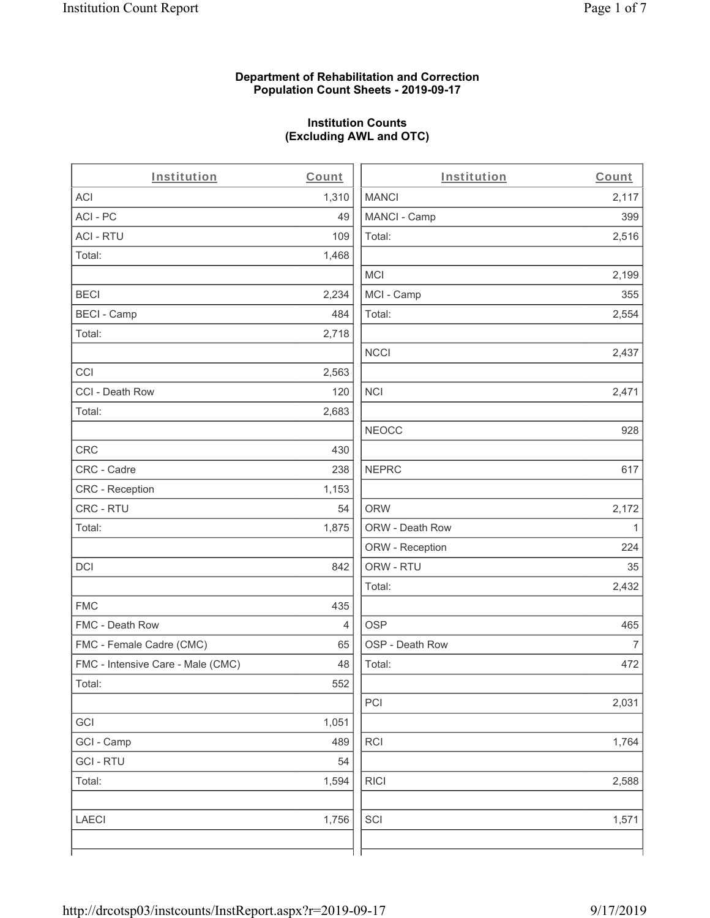**Department of Rehabilitation and Correction**
**Population Count Sheets - 2019-09-17**

**Institution Counts**
**(Excluding AWL and OTC)**

| Institution | Count | Institution | Count |
|---|---|---|---|
| ACI | 1,310 | MANCI | 2,117 |
| ACI - PC | 49 | MANCI - Camp | 399 |
| ACI - RTU | 109 | Total: | 2,516 |
| Total: | 1,468 | | |
| | | MCI | 2,199 |
| BECI | 2,234 | MCI - Camp | 355 |
| BECI - Camp | 484 | Total: | 2,554 |
| Total: | 2,718 | | |
| | | NCCI | 2,437 |
| CCI | 2,563 | | |
| CCI - Death Row | 120 | NCI | 2,471 |
| Total: | 2,683 | | |
| | | NEOCC | 928 |
| CRC | 430 | | |
| CRC - Cadre | 238 | NEPRC | 617 |
| CRC - Reception | 1,153 | | |
| CRC - RTU | 54 | ORW | 2,172 |
| Total: | 1,875 | ORW - Death Row | 1 |
| | | ORW - Reception | 224 |
| DCI | 842 | ORW - RTU | 35 |
| | | Total: | 2,432 |
| FMC | 435 | | |
| FMC - Death Row | 4 | OSP | 465 |
| FMC - Female Cadre (CMC) | 65 | OSP - Death Row | 7 |
| FMC - Intensive Care - Male (CMC) | 48 | Total: | 472 |
| Total: | 552 | | |
| | | PCI | 2,031 |
| GCI | 1,051 | | |
| GCI - Camp | 489 | RCI | 1,764 |
| GCI - RTU | 54 | | |
| Total: | 1,594 | RICI | 2,588 |
| | | | |
| LAECI | 1,756 | SCI | 1,571 |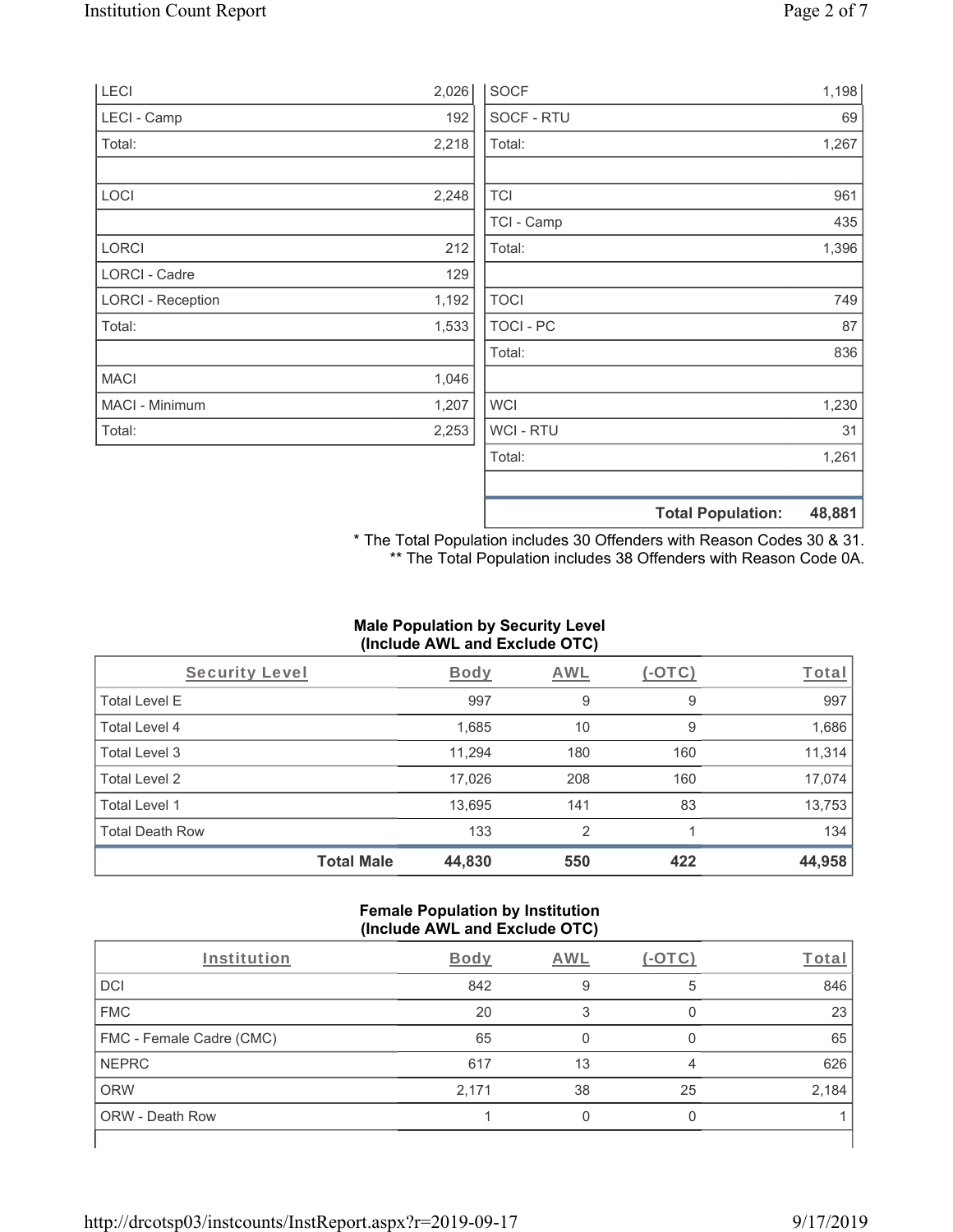| | |
|---|---|
| LECI | 2,026 |
| LECI - Camp | 192 |
| Total: | 2,218 |
| | |
| LOCI | 2,248 |
| | |
| LORCI | 212 |
| LORCI - Cadre | 129 |
| LORCI - Reception | 1,192 |
| Total: | 1,533 |
| | |
| MACI | 1,046 |
| MACI - Minimum | 1,207 |
| Total: | 2,253 |

| | |
|---|---|
| SOCF | 1,198 |
| SOCF - RTU | 69 |
| Total: | 1,267 |
| | |
| TCI | 961 |
| TCI - Camp | 435 |
| Total: | 1,396 |
| | |
| TOCI | 749 |
| TOCI - PC | 87 |
| Total: | 836 |
| | |
| WCI | 1,230 |
| WCI - RTU | 31 |
| Total: | 1,261 |
| | |
| **Total Population:** | **48,881** |

* The Total Population includes 30 Offenders with Reason Codes 30 & 31.
** The Total Population includes 38 Offenders with Reason Code 0A.

**Male Population by Security Level (Include AWL and Exclude OTC)**

| Security Level | Body | AWL | (-OTC) | Total |
|---|---|---|---|---|
| Total Level E | 997 | 9 | 9 | 997 |
| Total Level 4 | 1,685 | 10 | 9 | 1,686 |
| Total Level 3 | 11,294 | 180 | 160 | 11,314 |
| Total Level 2 | 17,026 | 208 | 160 | 17,074 |
| Total Level 1 | 13,695 | 141 | 83 | 13,753 |
| Total Death Row | 133 | 2 | 1 | 134 |
| **Total Male** | **44,830** | **550** | **422** | **44,958** |

**Female Population by Institution (Include AWL and Exclude OTC)**

| Institution | Body | AWL | (-OTC) | Total |
|---|---|---|---|---|
| DCI | 842 | 9 | 5 | 846 |
| FMC | 20 | 3 | 0 | 23 |
| FMC - Female Cadre (CMC) | 65 | 0 | 0 | 65 |
| NEPRC | 617 | 13 | 4 | 626 |
| ORW | 2,171 | 38 | 25 | 2,184 |
| ORW - Death Row | 1 | 0 | 0 | 1 |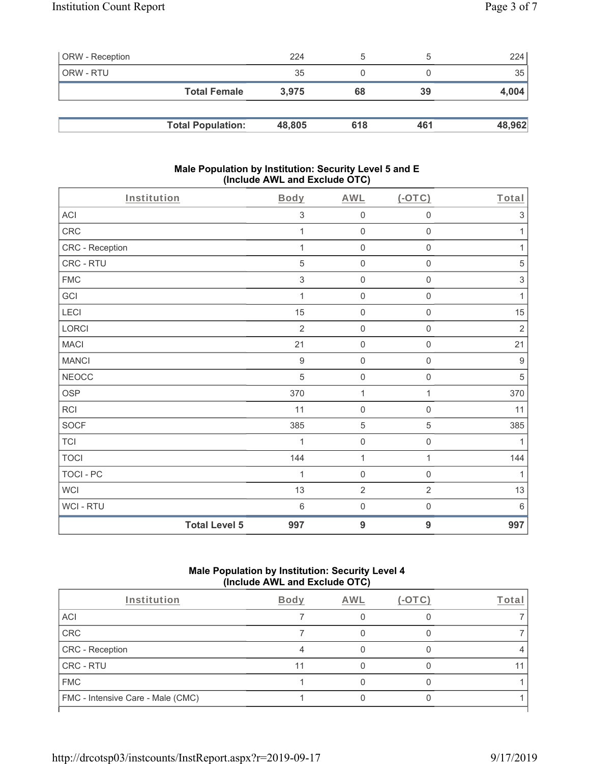| ORW - Reception | 224 | 5 | 5 | 224 |
|---|---|---|---|---|
| ORW - RTU | 35 | 0 | 0 | 35 |
| **Total Female** | **3,975** | **68** | **39** | **4,004** |
| | | | | |
| **Total Population:** | **48,805** | **618** | **461** | **48,962** |

## Male Population by Institution: Security Level 5 and E (Include AWL and Exclude OTC)

| Institution | Body | AWL | (-OTC) | Total |
|---|---|---|---|---|
| ACI | 3 | 0 | 0 | 3 |
| CRC | 1 | 0 | 0 | 1 |
| CRC - Reception | 1 | 0 | 0 | 1 |
| CRC - RTU | 5 | 0 | 0 | 5 |
| FMC | 3 | 0 | 0 | 3 |
| GCI | 1 | 0 | 0 | 1 |
| LECI | 15 | 0 | 0 | 15 |
| LORCI | 2 | 0 | 0 | 2 |
| MACI | 21 | 0 | 0 | 21 |
| MANCI | 9 | 0 | 0 | 9 |
| NEOCC | 5 | 0 | 0 | 5 |
| OSP | 370 | 1 | 1 | 370 |
| RCI | 11 | 0 | 0 | 11 |
| SOCF | 385 | 5 | 5 | 385 |
| TCI | 1 | 0 | 0 | 1 |
| TOCI | 144 | 1 | 1 | 144 |
| TOCI - PC | 1 | 0 | 0 | 1 |
| WCI | 13 | 2 | 2 | 13 |
| WCI - RTU | 6 | 0 | 0 | 6 |
| **Total Level 5** | **997** | **9** | **9** | **997** |

## Male Population by Institution: Security Level 4 (Include AWL and Exclude OTC)

| Institution | Body | AWL | (-OTC) | Total |
|---|---|---|---|---|
| ACI | 7 | 0 | 0 | 7 |
| CRC | 7 | 0 | 0 | 7 |
| CRC - Reception | 4 | 0 | 0 | 4 |
| CRC - RTU | 11 | 0 | 0 | 11 |
| FMC | 1 | 0 | 0 | 1 |
| FMC - Intensive Care - Male (CMC) | 1 | 0 | 0 | 1 |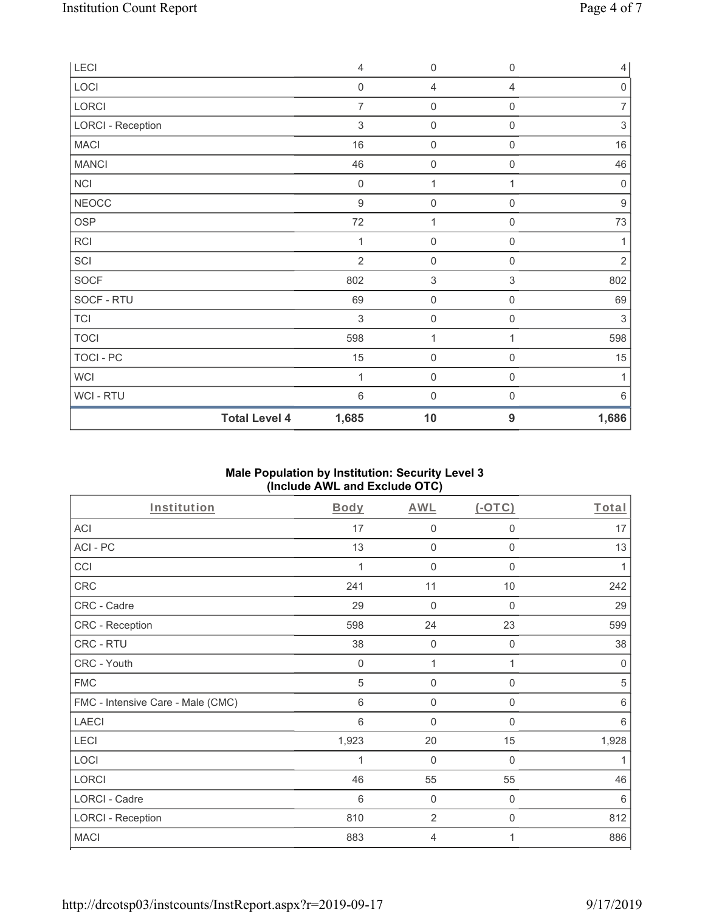| LECI | 4 | 0 | 0 | 4 |
|---|---|---|---|---|
| LOCI | 0 | 4 | 4 | 0 |
| LORCI | 7 | 0 | 0 | 7 |
| LORCI - Reception | 3 | 0 | 0 | 3 |
| MACI | 16 | 0 | 0 | 16 |
| MANCI | 46 | 0 | 0 | 46 |
| NCI | 0 | 1 | 1 | 0 |
| NEOCC | 9 | 0 | 0 | 9 |
| OSP | 72 | 1 | 0 | 73 |
| RCI | 1 | 0 | 0 | 1 |
| SCI | 2 | 0 | 0 | 2 |
| SOCF | 802 | 3 | 3 | 802 |
| SOCF - RTU | 69 | 0 | 0 | 69 |
| TCI | 3 | 0 | 0 | 3 |
| TOCI | 598 | 1 | 1 | 598 |
| TOCI - PC | 15 | 0 | 0 | 15 |
| WCI | 1 | 0 | 0 | 1 |
| WCI - RTU | 6 | 0 | 0 | 6 |
| **Total Level 4** | **1,685** | **10** | **9** | **1,686** |

**Male Population by Institution: Security Level 3 (Include AWL and Exclude OTC)**

| Institution | Body | AWL | (-OTC) | Total |
|---|---|---|---|---|
| ACI | 17 | 0 | 0 | 17 |
| ACI - PC | 13 | 0 | 0 | 13 |
| CCI | 1 | 0 | 0 | 1 |
| CRC | 241 | 11 | 10 | 242 |
| CRC - Cadre | 29 | 0 | 0 | 29 |
| CRC - Reception | 598 | 24 | 23 | 599 |
| CRC - RTU | 38 | 0 | 0 | 38 |
| CRC - Youth | 0 | 1 | 1 | 0 |
| FMC | 5 | 0 | 0 | 5 |
| FMC - Intensive Care - Male (CMC) | 6 | 0 | 0 | 6 |
| LAECI | 6 | 0 | 0 | 6 |
| LECI | 1,923 | 20 | 15 | 1,928 |
| LOCI | 1 | 0 | 0 | 1 |
| LORCI | 46 | 55 | 55 | 46 |
| LORCI - Cadre | 6 | 0 | 0 | 6 |
| LORCI - Reception | 810 | 2 | 0 | 812 |
| MACI | 883 | 4 | 1 | 886 |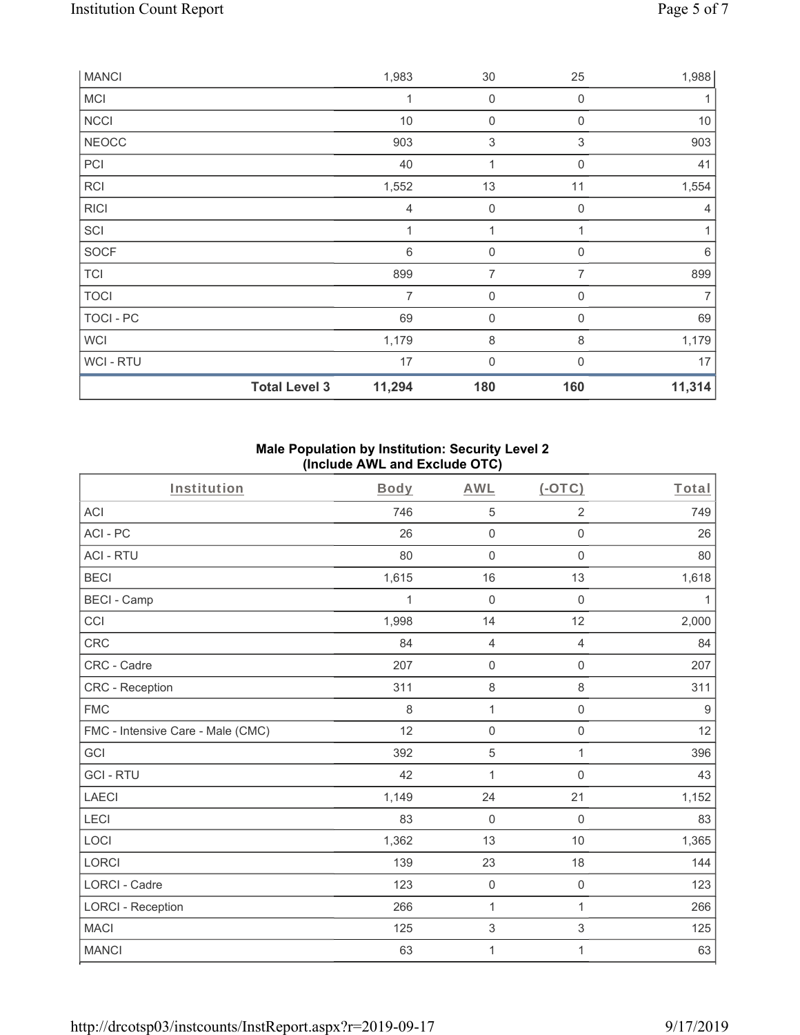| MANCI | | 1,983 | 30 | 25 | 1,988 |
|---|---|---|---|---|---|
| MCI | | 1 | 0 | 0 | 1 |
| NCCI | | 10 | 0 | 0 | 10 |
| NEOCC | | 903 | 3 | 3 | 903 |
| PCI | | 40 | 1 | 0 | 41 |
| RCI | | 1,552 | 13 | 11 | 1,554 |
| RICI | | 4 | 0 | 0 | 4 |
| SCI | | 1 | 1 | 1 | 1 |
| SOCF | | 6 | 0 | 0 | 6 |
| TCI | | 899 | 7 | 7 | 899 |
| TOCI | | 7 | 0 | 0 | 7 |
| TOCI - PC | | 69 | 0 | 0 | 69 |
| WCI | | 1,179 | 8 | 8 | 1,179 |
| WCI - RTU | | 17 | 0 | 0 | 17 |
| | **Total Level 3** | **11,294** | **180** | **160** | **11,314** |

**Male Population by Institution: Security Level 2 (Include AWL and Exclude OTC)**

| Institution | Body | AWL | (-OTC) | Total |
|---|---|---|---|---|
| ACI | 746 | 5 | 2 | 749 |
| ACI - PC | 26 | 0 | 0 | 26 |
| ACI - RTU | 80 | 0 | 0 | 80 |
| BECI | 1,615 | 16 | 13 | 1,618 |
| BECI - Camp | 1 | 0 | 0 | 1 |
| CCI | 1,998 | 14 | 12 | 2,000 |
| CRC | 84 | 4 | 4 | 84 |
| CRC - Cadre | 207 | 0 | 0 | 207 |
| CRC - Reception | 311 | 8 | 8 | 311 |
| FMC | 8 | 1 | 0 | 9 |
| FMC - Intensive Care - Male (CMC) | 12 | 0 | 0 | 12 |
| GCI | 392 | 5 | 1 | 396 |
| GCI - RTU | 42 | 1 | 0 | 43 |
| LAECI | 1,149 | 24 | 21 | 1,152 |
| LECI | 83 | 0 | 0 | 83 |
| LOCI | 1,362 | 13 | 10 | 1,365 |
| LORCI | 139 | 23 | 18 | 144 |
| LORCI - Cadre | 123 | 0 | 0 | 123 |
| LORCI - Reception | 266 | 1 | 1 | 266 |
| MACI | 125 | 3 | 3 | 125 |
| MANCI | 63 | 1 | 1 | 63 |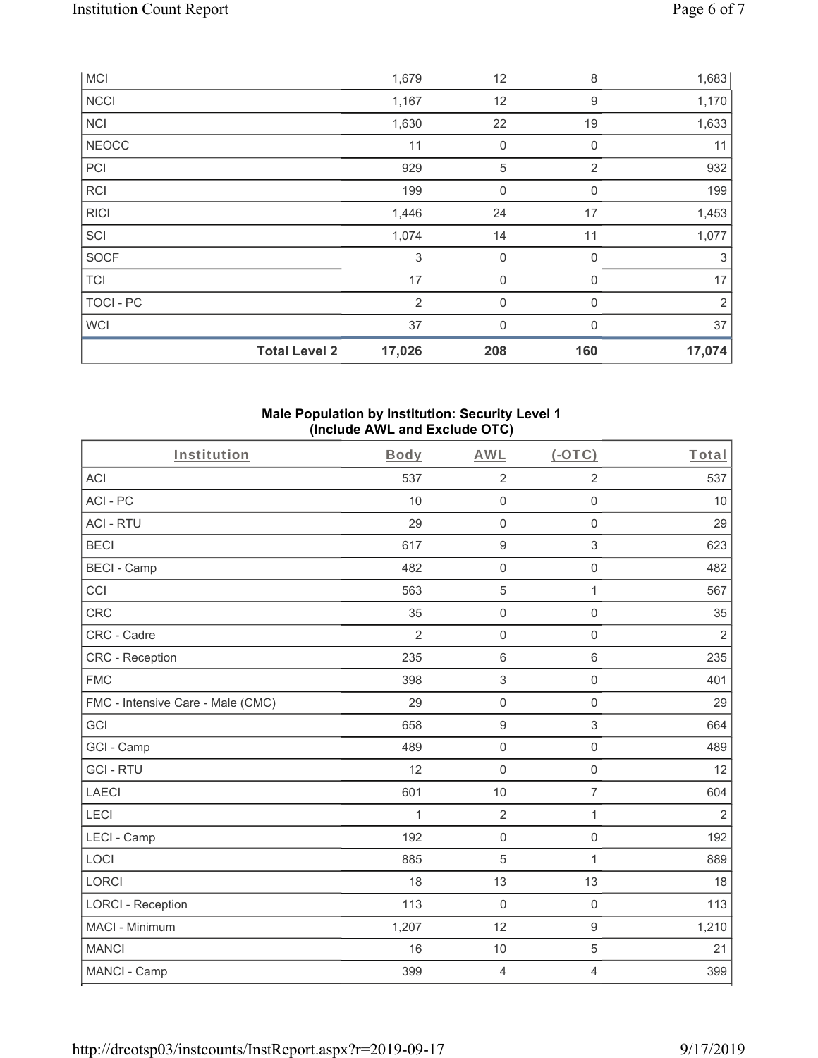| MCI | | 1,679 | 12 | 8 | 1,683 |
|---|---|---|---|---|---|
| NCCI | | 1,167 | 12 | 9 | 1,170 |
| NCI | | 1,630 | 22 | 19 | 1,633 |
| NEOCC | | 11 | 0 | 0 | 11 |
| PCI | | 929 | 5 | 2 | 932 |
| RCI | | 199 | 0 | 0 | 199 |
| RICI | | 1,446 | 24 | 17 | 1,453 |
| SCI | | 1,074 | 14 | 11 | 1,077 |
| SOCF | | 3 | 0 | 0 | 3 |
| TCI | | 17 | 0 | 0 | 17 |
| TOCI - PC | | 2 | 0 | 0 | 2 |
| WCI | | 37 | 0 | 0 | 37 |
| | **Total Level 2** | **17,026** | **208** | **160** | **17,074** |

**Male Population by Institution: Security Level 1**
**(Include AWL and Exclude OTC)**

| Institution | Body | AWL | (-OTC) | Total |
|---|---|---|---|---|
| ACI | 537 | 2 | 2 | 537 |
| ACI - PC | 10 | 0 | 0 | 10 |
| ACI - RTU | 29 | 0 | 0 | 29 |
| BECI | 617 | 9 | 3 | 623 |
| BECI - Camp | 482 | 0 | 0 | 482 |
| CCI | 563 | 5 | 1 | 567 |
| CRC | 35 | 0 | 0 | 35 |
| CRC - Cadre | 2 | 0 | 0 | 2 |
| CRC - Reception | 235 | 6 | 6 | 235 |
| FMC | 398 | 3 | 0 | 401 |
| FMC - Intensive Care - Male (CMC) | 29 | 0 | 0 | 29 |
| GCI | 658 | 9 | 3 | 664 |
| GCI - Camp | 489 | 0 | 0 | 489 |
| GCI - RTU | 12 | 0 | 0 | 12 |
| LAECI | 601 | 10 | 7 | 604 |
| LECI | 1 | 2 | 1 | 2 |
| LECI - Camp | 192 | 0 | 0 | 192 |
| LOCI | 885 | 5 | 1 | 889 |
| LORCI | 18 | 13 | 13 | 18 |
| LORCI - Reception | 113 | 0 | 0 | 113 |
| MACI - Minimum | 1,207 | 12 | 9 | 1,210 |
| MANCI | 16 | 10 | 5 | 21 |
| MANCI - Camp | 399 | 4 | 4 | 399 |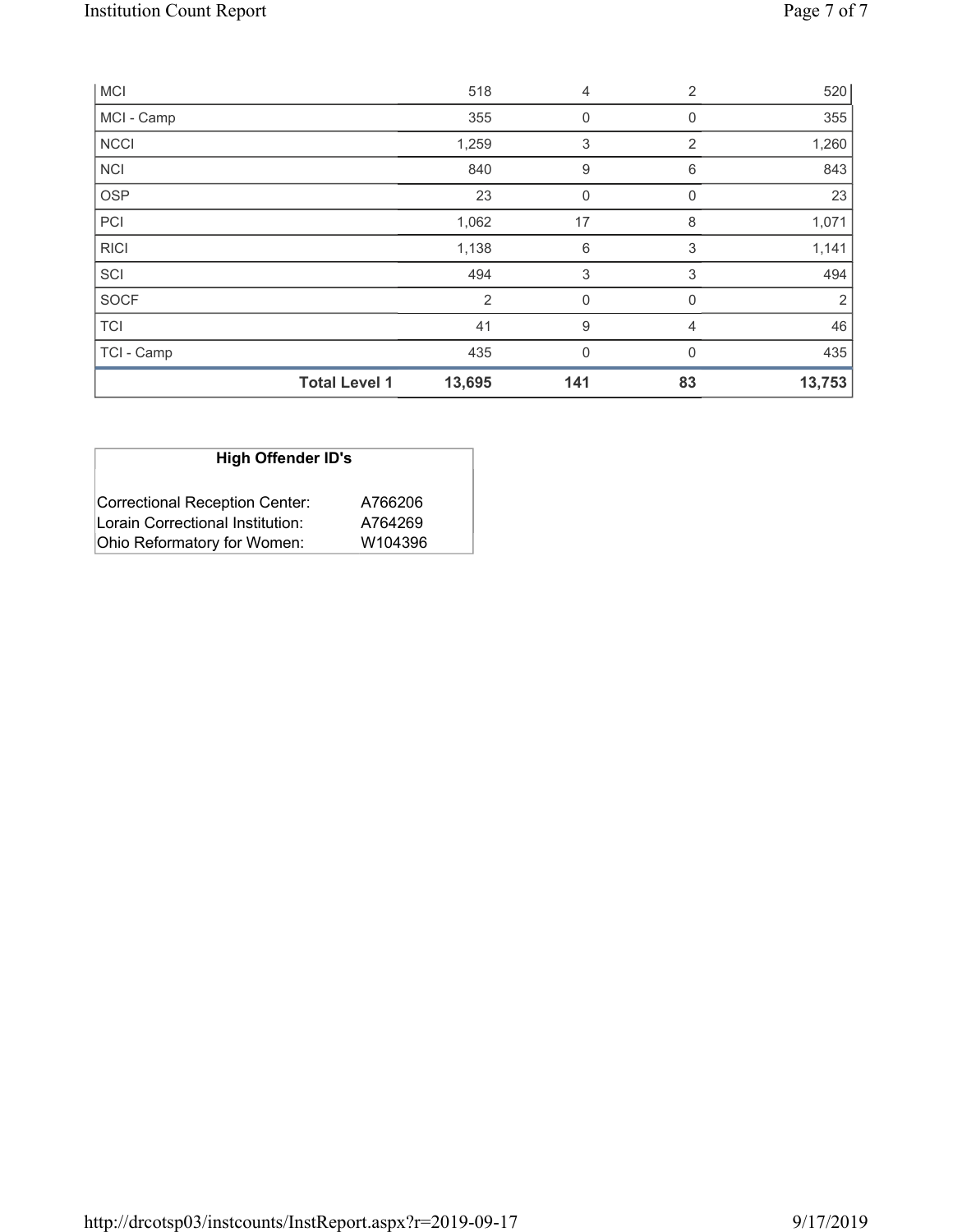| | | | | |
|---|---|---|---|---|
| MCI | 518 | 4 | 2 | 520 |
| MCI - Camp | 355 | 0 | 0 | 355 |
| NCCI | 1,259 | 3 | 2 | 1,260 |
| NCI | 840 | 9 | 6 | 843 |
| OSP | 23 | 0 | 0 | 23 |
| PCI | 1,062 | 17 | 8 | 1,071 |
| RICI | 1,138 | 6 | 3 | 1,141 |
| SCI | 494 | 3 | 3 | 494 |
| SOCF | 2 | 0 | 0 | 2 |
| TCI | 41 | 9 | 4 | 46 |
| TCI - Camp | 435 | 0 | 0 | 435 |
| **Total Level 1** | **13,695** | **141** | **83** | **13,753** |

| **High Offender ID's** | |
|---|---|
| Correctional Reception Center: | A766206 |
| Lorain Correctional Institution: | A764269 |
| Ohio Reformatory for Women: | W104396 |